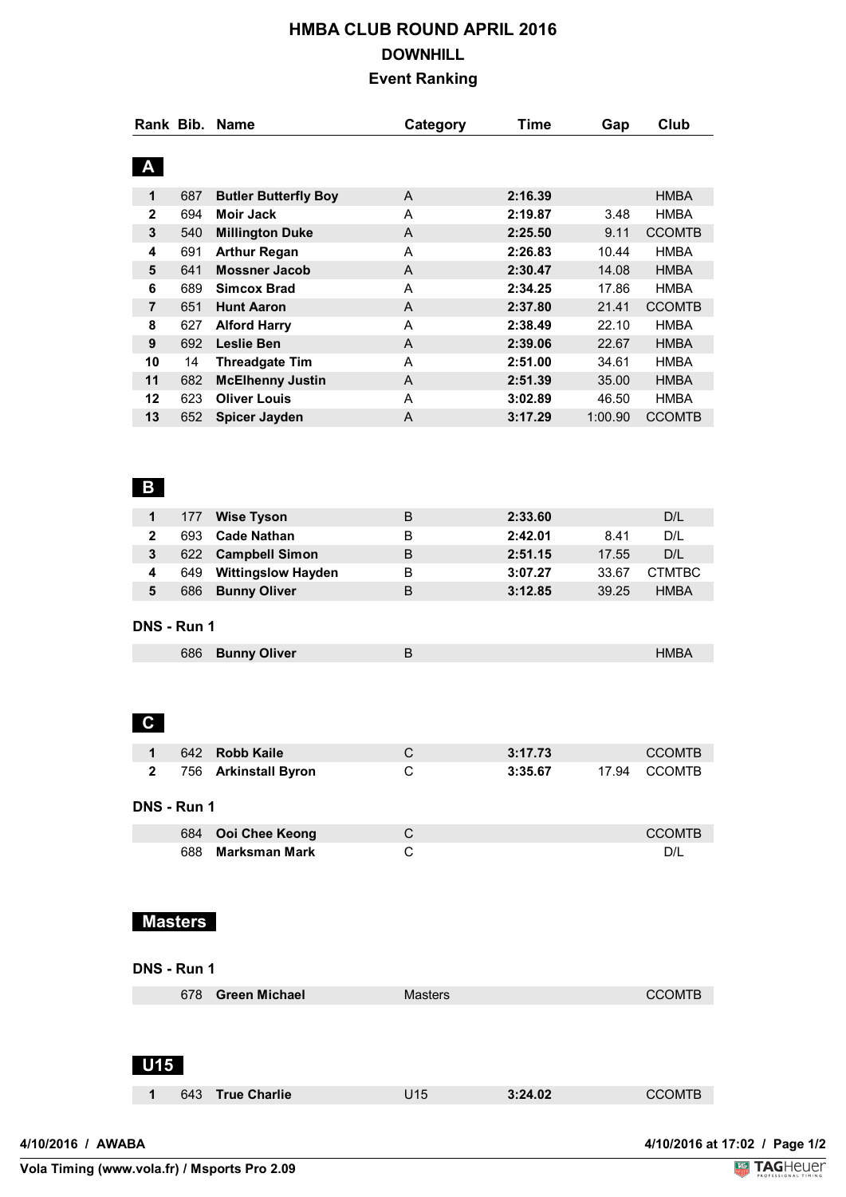# HMBA CLUB ROUND APRIL 2016

## DOWNHILL

## Event Ranking

### A

| Rank | Bib. | Name | Category | Time | Gap | Club |
|---|---|---|---|---|---|---|
| 1 | 687 | **Butler Butterfly Boy** | A | **2:16.39** | | HMBA |
| 2 | 694 | **Moir Jack** | A | **2:19.87** | 3.48 | HMBA |
| 3 | 540 | **Millington Duke** | A | **2:25.50** | 9.11 | CCOMTB |
| 4 | 691 | **Arthur Regan** | A | **2:26.83** | 10.44 | HMBA |
| 5 | 641 | **Mossner Jacob** | A | **2:30.47** | 14.08 | HMBA |
| 6 | 689 | **Simcox Brad** | A | **2:34.25** | 17.86 | HMBA |
| 7 | 651 | **Hunt Aaron** | A | **2:37.80** | 21.41 | CCOMTB |
| 8 | 627 | **Alford Harry** | A | **2:38.49** | 22.10 | HMBA |
| 9 | 692 | **Leslie Ben** | A | **2:39.06** | 22.67 | HMBA |
| 10 | 14 | **Threadgate Tim** | A | **2:51.00** | 34.61 | HMBA |
| 11 | 682 | **McElhenny Justin** | A | **2:51.39** | 35.00 | HMBA |
| 12 | 623 | **Oliver Louis** | A | **3:02.89** | 46.50 | HMBA |
| 13 | 652 | **Spicer Jayden** | A | **3:17.29** | 1:00.90 | CCOMTB |

### B

| Rank | Bib. | Name | Category | Time | Gap | Club |
|---|---|---|---|---|---|---|
| 1 | 177 | **Wise Tyson** | B | **2:33.60** | | D/L |
| 2 | 693 | **Cade Nathan** | B | **2:42.01** | 8.41 | D/L |
| 3 | 622 | **Campbell Simon** | B | **2:51.15** | 17.55 | D/L |
| 4 | 649 | **Wittingslow Hayden** | B | **3:07.27** | 33.67 | CTMTBC |
| 5 | 686 | **Bunny Oliver** | B | **3:12.85** | 39.25 | HMBA |

**DNS - Run 1**

| Rank | Bib. | Name | Category | Time | Gap | Club |
|---|---|---|---|---|---|---|
| | 686 | **Bunny Oliver** | B | | | HMBA |

### C

| Rank | Bib. | Name | Category | Time | Gap | Club |
|---|---|---|---|---|---|---|
| 1 | 642 | **Robb Kaile** | C | **3:17.73** | | CCOMTB |
| 2 | 756 | **Arkinstall Byron** | C | **3:35.67** | 17.94 | CCOMTB |

**DNS - Run 1**

| Rank | Bib. | Name | Category | Time | Gap | Club |
|---|---|---|---|---|---|---|
| | 684 | **Ooi Chee Keong** | C | | | CCOMTB |
| | 688 | **Marksman Mark** | C | | | D/L |

### Masters

**DNS - Run 1**

| Rank | Bib. | Name | Category | Time | Gap | Club |
|---|---|---|---|---|---|---|
| | 678 | **Green Michael** | Masters | | | CCOMTB |

### U15

| Rank | Bib. | Name | Category | Time | Gap | Club |
|---|---|---|---|---|---|---|
| 1 | 643 | **True Charlie** | U15 | **3:24.02** | | CCOMTB |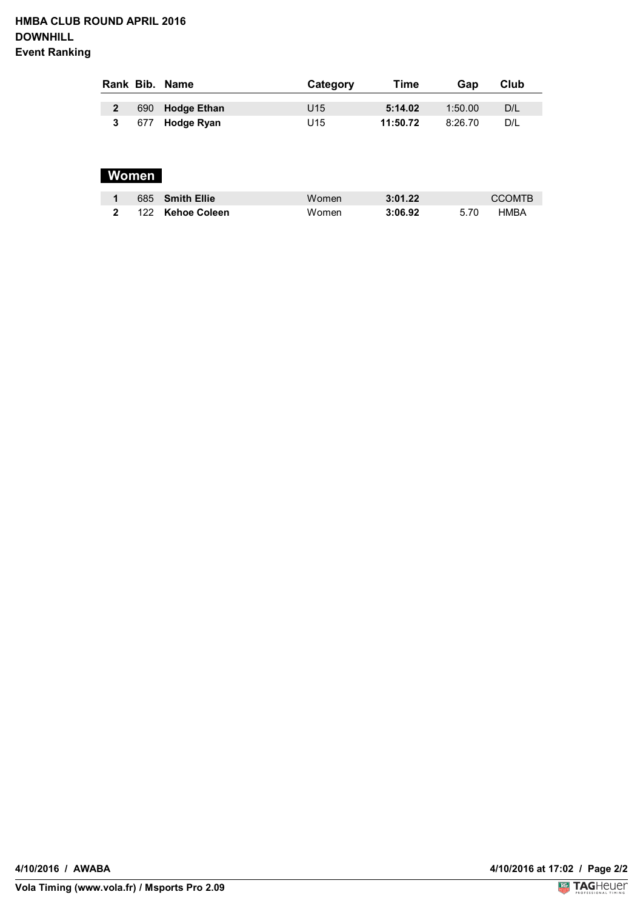**HMBA CLUB ROUND APRIL 2016**
**DOWNHILL**
**Event Ranking**

| Rank | Bib. | Name | Category | Time | Gap | Club |
|---|---|---|---|---|---|---|
| **2** | 690 | **Hodge Ethan** | U15 | **5:14.02** | 1:50.00 | D/L |
| **3** | 677 | **Hodge Ryan** | U15 | **11:50.72** | 8:26.70 | D/L |

## Women

| Rank | Bib. | Name | Category | Time | Gap | Club |
|---|---|---|---|---|---|---|
| **1** | 685 | **Smith Ellie** | Women | **3:01.22** | | CCOMTB |
| **2** | 122 | **Kehoe Coleen** | Women | **3:06.92** | 5.70 | HMBA |

4/10/2016 / AWABA

4/10/2016 at 17:02

Vola Timing (www.vola.fr) / Msports Pro 2.09